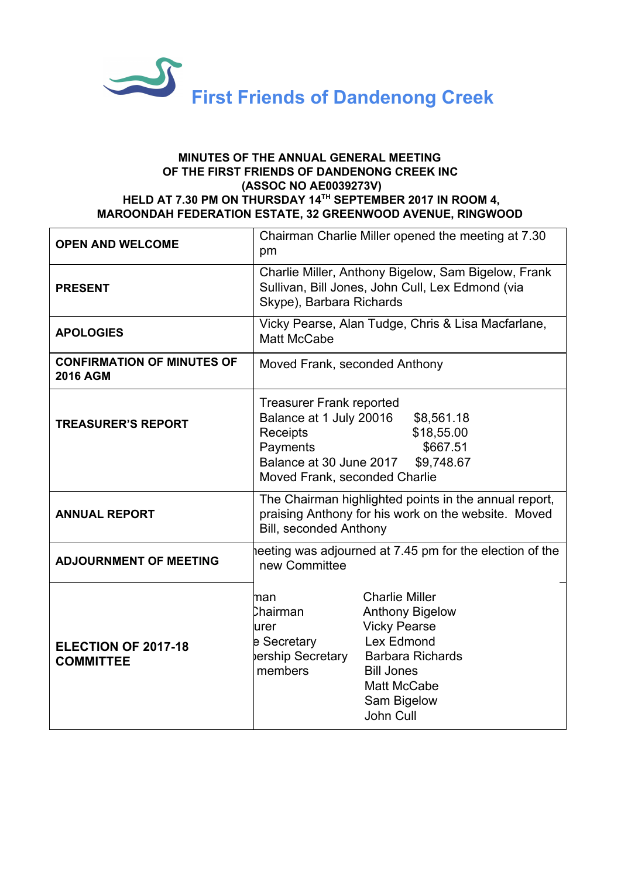# First Friends of Dandenong Creek

**MINUTES OF THE ANNUAL GENERAL MEETING**
**OF THE FIRST FRIENDS OF DANDENONG CREEK INC**
**(ASSOC NO AE0039273V)**
**HELD AT 7.30 PM ON THURSDAY 14TH SEPTEMBER 2017 IN ROOM 4,**
**MAROONDAH FEDERATION ESTATE, 32 GREENWOOD AVENUE, RINGWOOD**

| | |
|---|---|
| **OPEN AND WELCOME** | Chairman Charlie Miller opened the meeting at 7.30 pm |
| **PRESENT** | Charlie Miller, Anthony Bigelow, Sam Bigelow, Frank Sullivan, Bill Jones, John Cull, Lex Edmond (via Skype), Barbara Richards |
| **APOLOGIES** | Vicky Pearse, Alan Tudge, Chris & Lisa Macfarlane, Matt McCabe |
| **CONFIRMATION OF MINUTES OF 2016 AGM** | Moved Frank, seconded Anthony |
| **TREASURER'S REPORT** | Treasurer Frank reported<br>Balance at 1 July 20016 $8,561.18<br>Receipts $18,55.00<br>Payments $667.51<br>Balance at 30 June 2017 $9,748.67<br>Moved Frank, seconded Charlie |
| **ANNUAL REPORT** | The Chairman highlighted points in the annual report, praising Anthony for his work on the website. Moved Bill, seconded Anthony |
| **ADJOURNMENT OF MEETING** | neeting was adjourned at 7.45 pm for the election of the new Committee |
| **ELECTION OF 2017-18 COMMITTEE** | man: Charlie Miller<br>Chairman: Anthony Bigelow<br>urer: Vicky Pearse<br>e Secretary: Lex Edmond<br>bership Secretary: Barbara Richards<br>members: Bill Jones, Matt McCabe, Sam Bigelow, John Cull |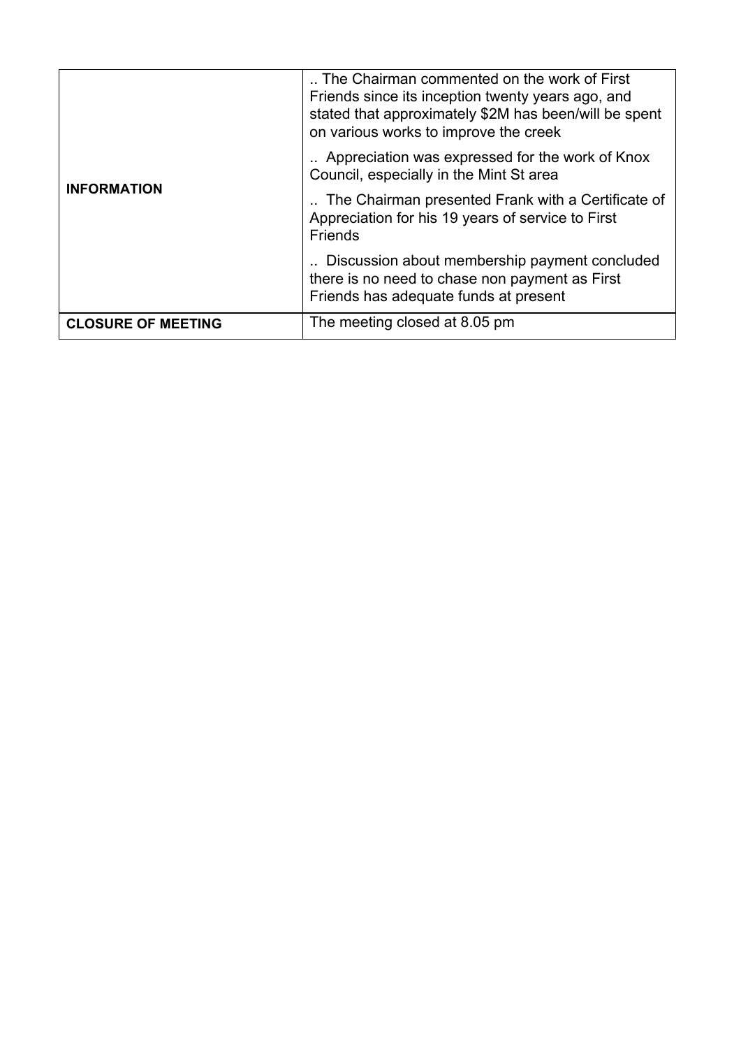| | |
|---|---|
| **INFORMATION** | .. The Chairman commented on the work of First Friends since its inception twenty years ago, and stated that approximately $2M has been/will be spent on various works to improve the creek<br><br>.. Appreciation was expressed for the work of Knox Council, especially in the Mint St area<br><br>.. The Chairman presented Frank with a Certificate of Appreciation for his 19 years of service to First Friends<br><br>.. Discussion about membership payment concluded there is no need to chase non payment as First Friends has adequate funds at present |
| **CLOSURE OF MEETING** | The meeting closed at 8.05 pm |